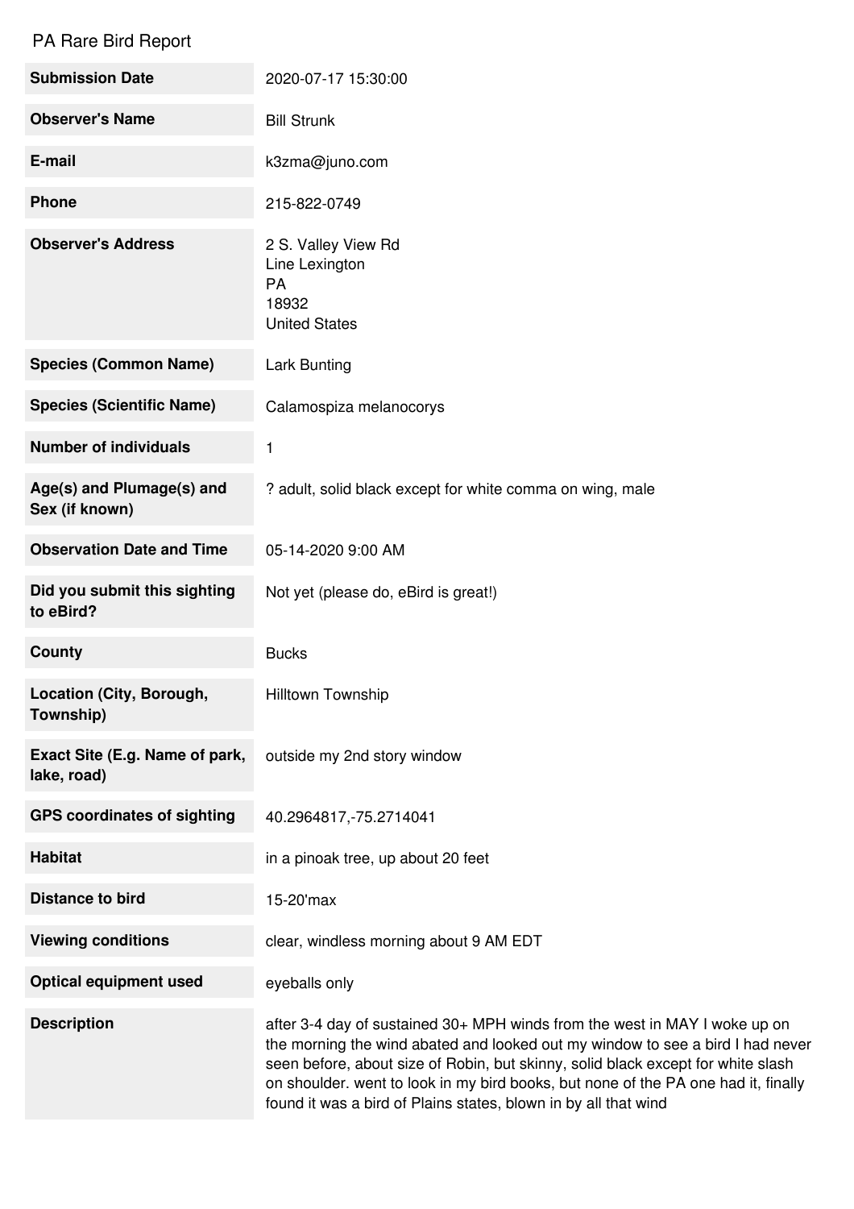# PA Rare Bird Report

| | |
|---|---|
| **Submission Date** | 2020-07-17 15:30:00 |
| **Observer's Name** | Bill Strunk |
| **E-mail** | k3zma@juno.com |
| **Phone** | 215-822-0749 |
| **Observer's Address** | 2 S. Valley View Rd<br>Line Lexington<br>PA<br>18932<br>United States |
| **Species (Common Name)** | Lark Bunting |
| **Species (Scientific Name)** | Calamospiza melanocorys |
| **Number of individuals** | 1 |
| **Age(s) and Plumage(s) and Sex (if known)** | ? adult, solid black except for white comma on wing, male |
| **Observation Date and Time** | 05-14-2020 9:00 AM |
| **Did you submit this sighting to eBird?** | Not yet (please do, eBird is great!) |
| **County** | Bucks |
| **Location (City, Borough, Township)** | Hilltown Township |
| **Exact Site (E.g. Name of park, lake, road)** | outside my 2nd story window |
| **GPS coordinates of sighting** | 40.2964817,-75.2714041 |
| **Habitat** | in a pinoak tree, up about 20 feet |
| **Distance to bird** | 15-20'max |
| **Viewing conditions** | clear, windless morning about 9 AM EDT |
| **Optical equipment used** | eyeballs only |
| **Description** | after 3-4 day of sustained 30+ MPH winds from the west in MAY I woke up on the morning the wind abated and looked out my window to see a bird I had never seen before, about size of Robin, but skinny, solid black except for white slash on shoulder. went to look in my bird books, but none of the PA one had it, finally found it was a bird of Plains states, blown in by all that wind |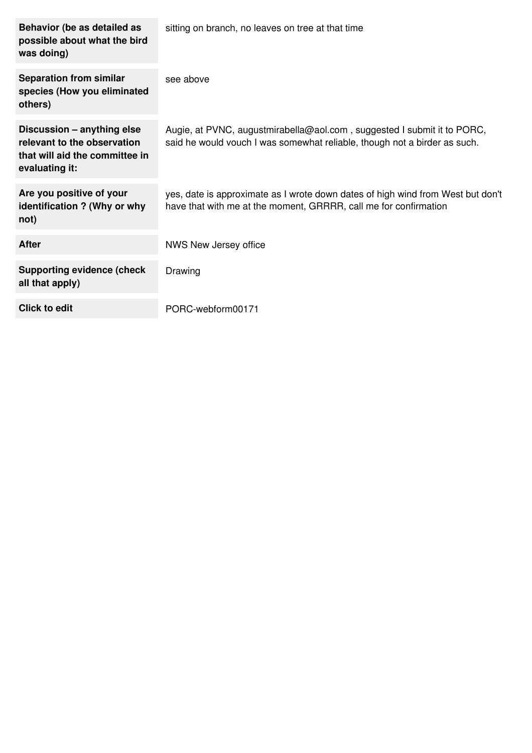| | |
|---|---|
| **Behavior (be as detailed as possible about what the bird was doing)** | sitting on branch, no leaves on tree at that time |
| **Separation from similar species (How you eliminated others)** | see above |
| **Discussion – anything else relevant to the observation that will aid the committee in evaluating it:** | Augie, at PVNC, augustmirabella@aol.com , suggested I submit it to PORC, said he would vouch I was somewhat reliable, though not a birder as such. |
| **Are you positive of your identification ? (Why or why not)** | yes, date is approximate as I wrote down dates of high wind from West but don't have that with me at the moment, GRRRR, call me for confirmation |
| **After** | NWS New Jersey office |
| **Supporting evidence (check all that apply)** | Drawing |
| **Click to edit** | PORC-webform00171 |